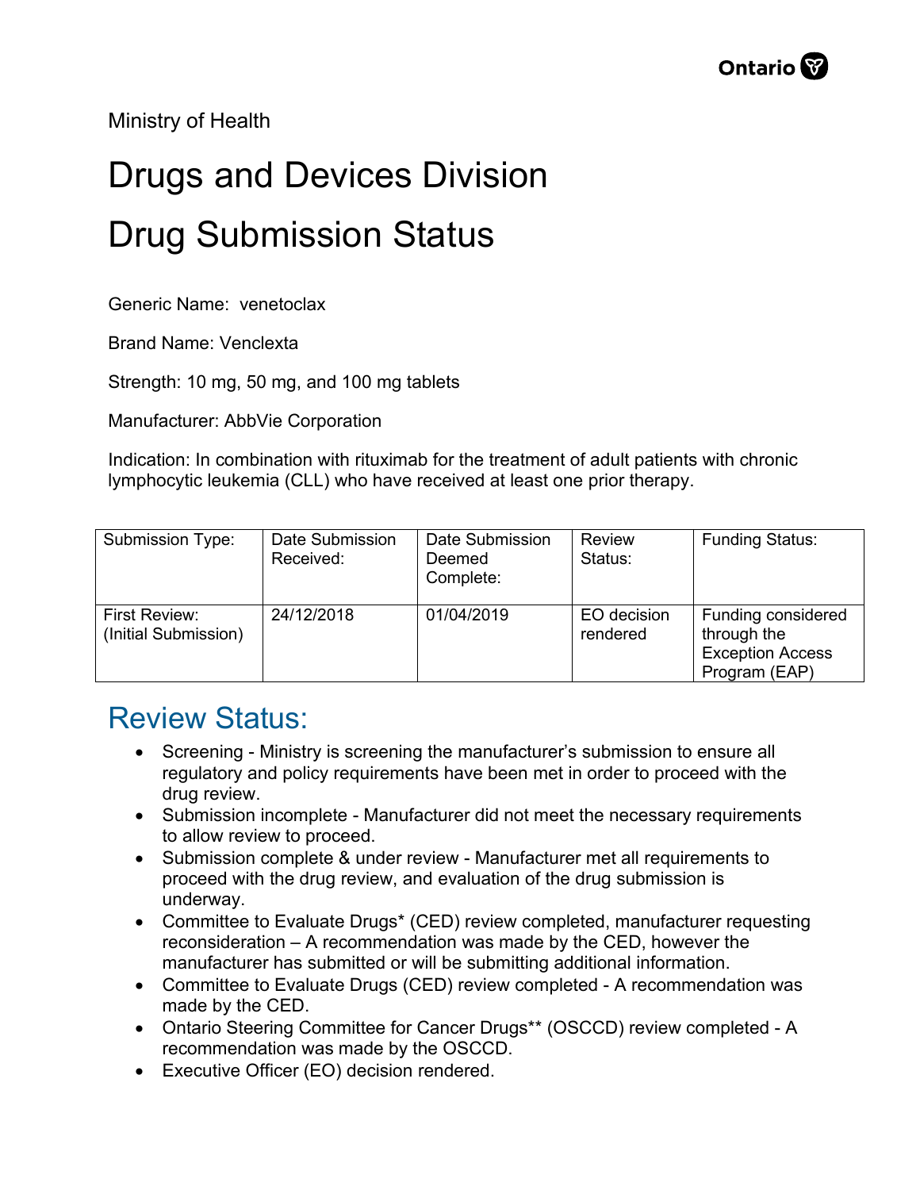Ministry of Health

# Drugs and Devices Division

# Drug Submission Status

Generic Name: venetoclax

Brand Name: Venclexta

Strength: 10 mg, 50 mg, and 100 mg tablets

Manufacturer: AbbVie Corporation

Indication: In combination with rituximab for the treatment of adult patients with chronic lymphocytic leukemia (CLL) who have received at least one prior therapy.

| Submission Type: | Date Submission Received: | Date Submission Deemed Complete: | Review Status: | Funding Status: |
|---|---|---|---|---|
| First Review: (Initial Submission) | 24/12/2018 | 01/04/2019 | EO decision rendered | Funding considered through the Exception Access Program (EAP) |

## Review Status:

- Screening - Ministry is screening the manufacturer's submission to ensure all regulatory and policy requirements have been met in order to proceed with the drug review.
- Submission incomplete - Manufacturer did not meet the necessary requirements to allow review to proceed.
- Submission complete & under review - Manufacturer met all requirements to proceed with the drug review, and evaluation of the drug submission is underway.
- Committee to Evaluate Drugs* (CED) review completed, manufacturer requesting reconsideration – A recommendation was made by the CED, however the manufacturer has submitted or will be submitting additional information.
- Committee to Evaluate Drugs (CED) review completed - A recommendation was made by the CED.
- Ontario Steering Committee for Cancer Drugs** (OSCCD) review completed - A recommendation was made by the OSCCD.
- Executive Officer (EO) decision rendered.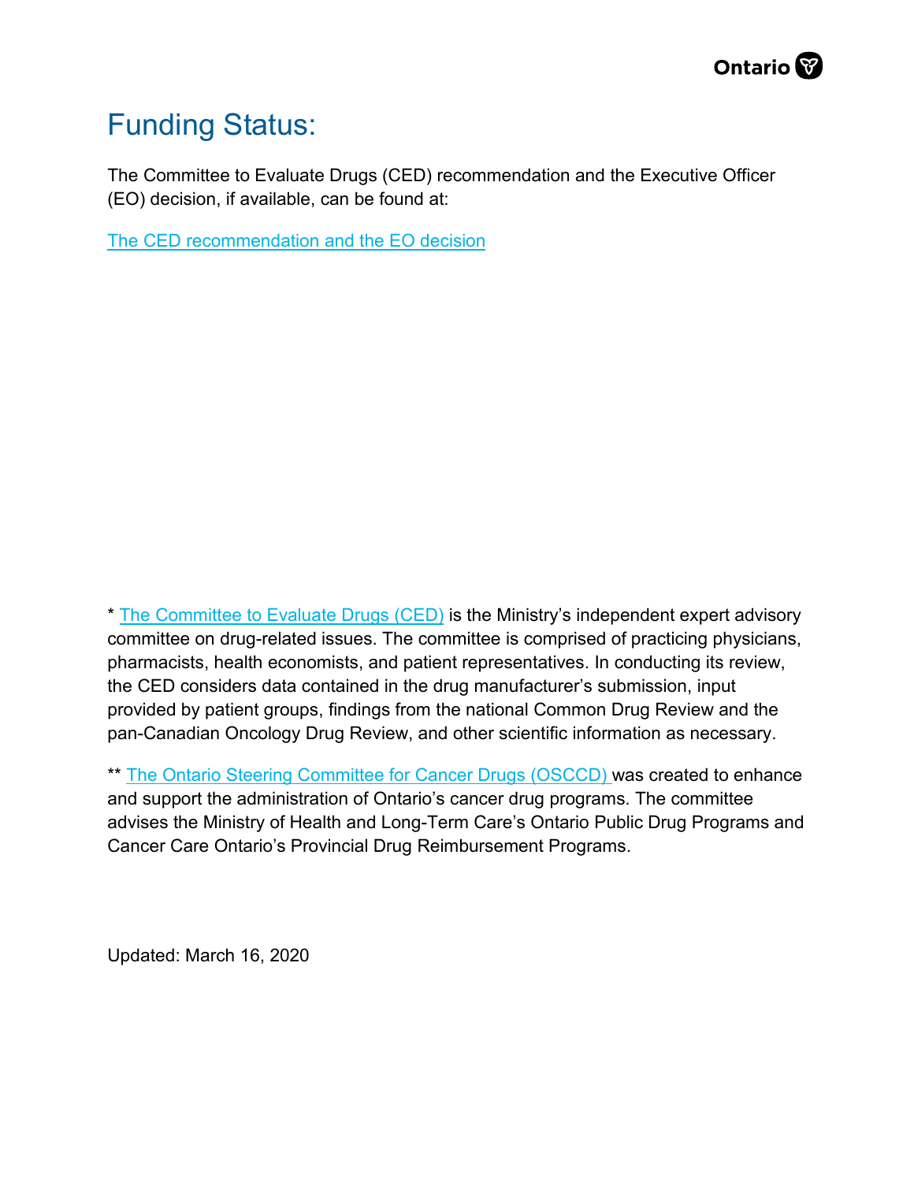# Funding Status:

The Committee to Evaluate Drugs (CED) recommendation and the Executive Officer (EO) decision, if available, can be found at:

The CED recommendation and the EO decision

* The Committee to Evaluate Drugs (CED) is the Ministry's independent expert advisory committee on drug-related issues. The committee is comprised of practicing physicians, pharmacists, health economists, and patient representatives. In conducting its review, the CED considers data contained in the drug manufacturer's submission, input provided by patient groups, findings from the national Common Drug Review and the pan-Canadian Oncology Drug Review, and other scientific information as necessary.

** The Ontario Steering Committee for Cancer Drugs (OSCCD) was created to enhance and support the administration of Ontario's cancer drug programs. The committee advises the Ministry of Health and Long-Term Care's Ontario Public Drug Programs and Cancer Care Ontario's Provincial Drug Reimbursement Programs.

Updated: March 16, 2020